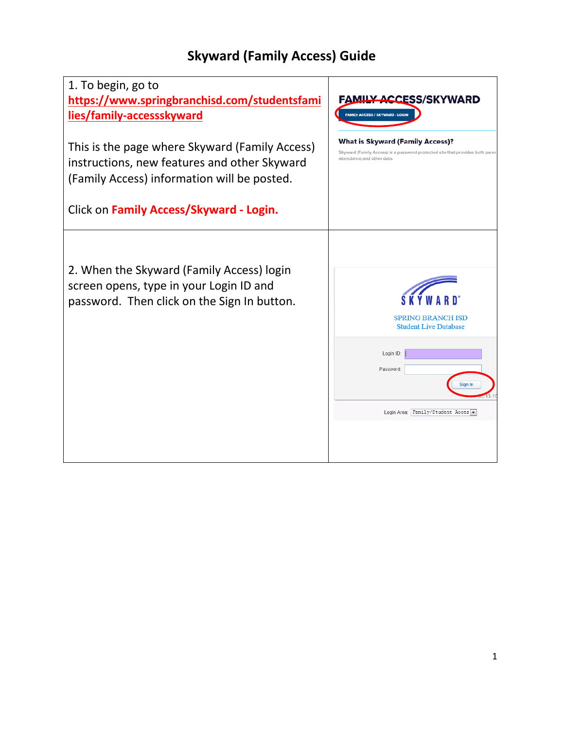# Skyward (Family Access) Guide

| | |
|---|---|
| 1. To begin, go to https://www.springbranchisd.com/studentsfamilies/family-accessskyward<br><br>This is the page where Skyward (Family Access) instructions, new features and other Skyward (Family Access) information will be posted.<br><br>Click on **Family Access/Skyward - Login.** | FAMILY ACCESS/SKYWARD<br>FAMILY ACCESS / SKYWARD - LOGIN<br>**What is Skyward (Family Access)?**<br>Skyward (Family Access) is a password-protected site that provides both parer attendance,and other data. |
| 2. When the Skyward (Family Access) login screen opens, type in your Login ID and password. Then click on the Sign In button. | SKYWARD<br>SPRING BRANCH ISD<br>Student Live Database<br>Login ID:<br>Password:<br>Sign In<br>Login Area: Family/Student Acces |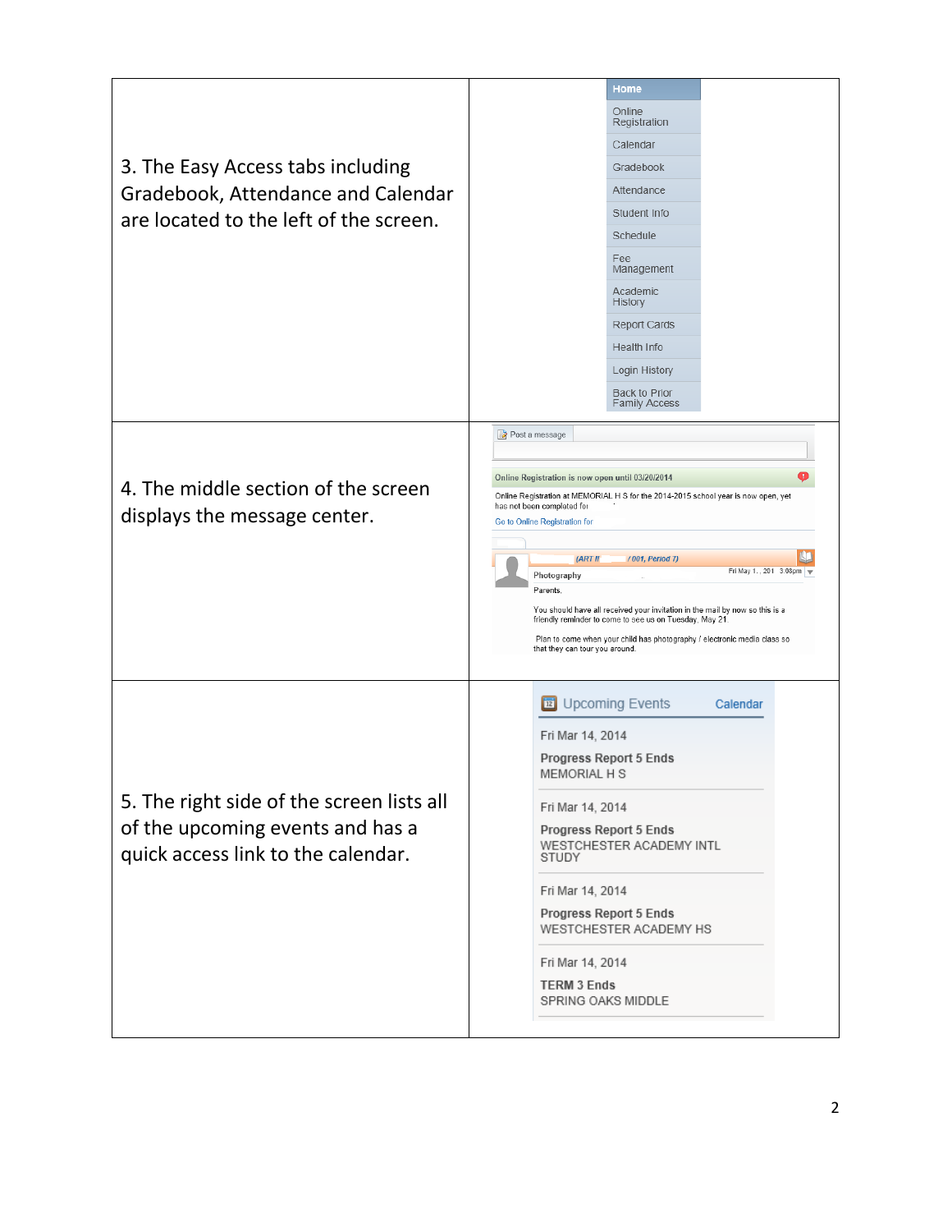| | |
|---|---|
| 3. The Easy Access tabs including Gradebook, Attendance and Calendar are located to the left of the screen. | Home<br>Online Registration<br>Calendar<br>Gradebook<br>Attendance<br>Student Info<br>Schedule<br>Fee Management<br>Academic History<br>Report Cards<br>Health Info<br>Login History<br>Back to Prior Family Access |
| 4. The middle section of the screen displays the message center. | Post a message<br>Online Registration is now open until 03/20/2014<br>Online Registration at MEMORIAL H S for the 2014-2015 school year is now open, yet has not been completed for<br>Go to Online Registration for<br>(ART II / 001, Period 7)<br>Photography<br>Fri May 1. . 201 3:08pm<br>Parents,<br>You should have all received your invitation in the mail by now so this is a friendly reminder to come to see us on Tuesday, May 21.<br>Plan to come when your child has photography / electronic media class so that they can tour you around. |
| 5. The right side of the screen lists all of the upcoming events and has a quick access link to the calendar. | Upcoming Events — Calendar<br>Fri Mar 14, 2014<br>**Progress Report 5 Ends**<br>MEMORIAL H S<br>Fri Mar 14, 2014<br>**Progress Report 5 Ends**<br>WESTCHESTER ACADEMY INTL STUDY<br>Fri Mar 14, 2014<br>**Progress Report 5 Ends**<br>WESTCHESTER ACADEMY HS<br>Fri Mar 14, 2014<br>**TERM 3 Ends**<br>SPRING OAKS MIDDLE |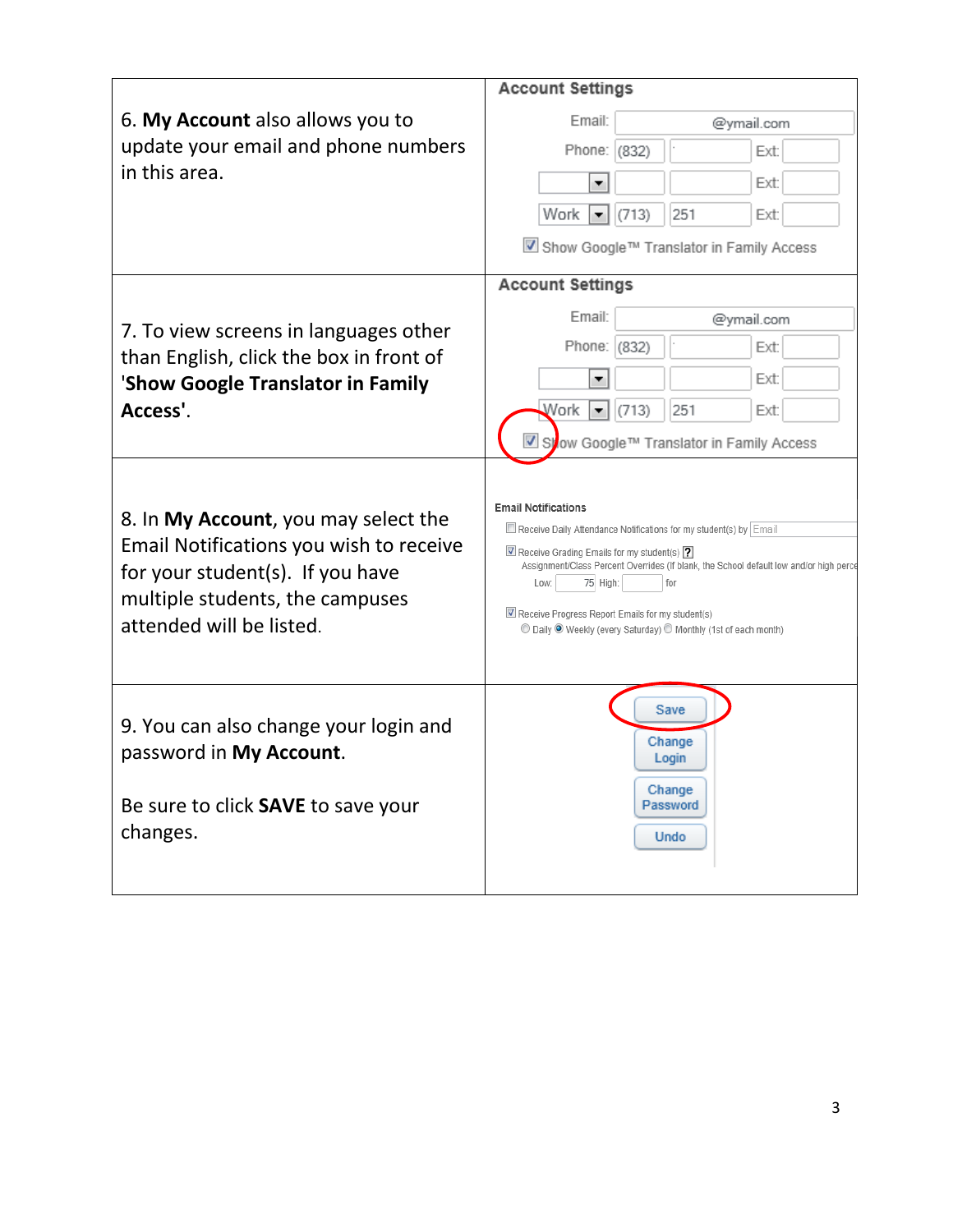| | |
|---|---|
| 6. **My Account** also allows you to update your email and phone numbers in this area. | **Account Settings**<br>Email: @ymail.com<br>Phone: (832) Ext:<br>Ext:<br>Work (713) 251 Ext:<br>☑ Show Google™ Translator in Family Access |
| 7. To view screens in languages other than English, click the box in front of '**Show Google Translator in Family Access**'. | **Account Settings**<br>Email: @ymail.com<br>Phone: (832) Ext:<br>Ext:<br>Work (713) 251 Ext:<br>☑ Show Google™ Translator in Family Access |
| 8. In **My Account**, you may select the Email Notifications you wish to receive for your student(s). If you have multiple students, the campuses attended will be listed. | **Email Notifications**<br>☐ Receive Daily Attendance Notifications for my student(s) by Email<br>☑ Receive Grading Emails for my student(s) ?<br>Assignment/Class Percent Overrides (If blank, the School default low and/or high perce<br>Low: 75 High: for<br>☑ Receive Progress Report Emails for my student(s)<br>○ Daily ◉ Weekly (every Saturday) ○ Monthly (1st of each month) |
| 9. You can also change your login and password in **My Account**.<br><br>Be sure to click **SAVE** to save your changes. | Save<br>Change Login<br>Change Password<br>Undo |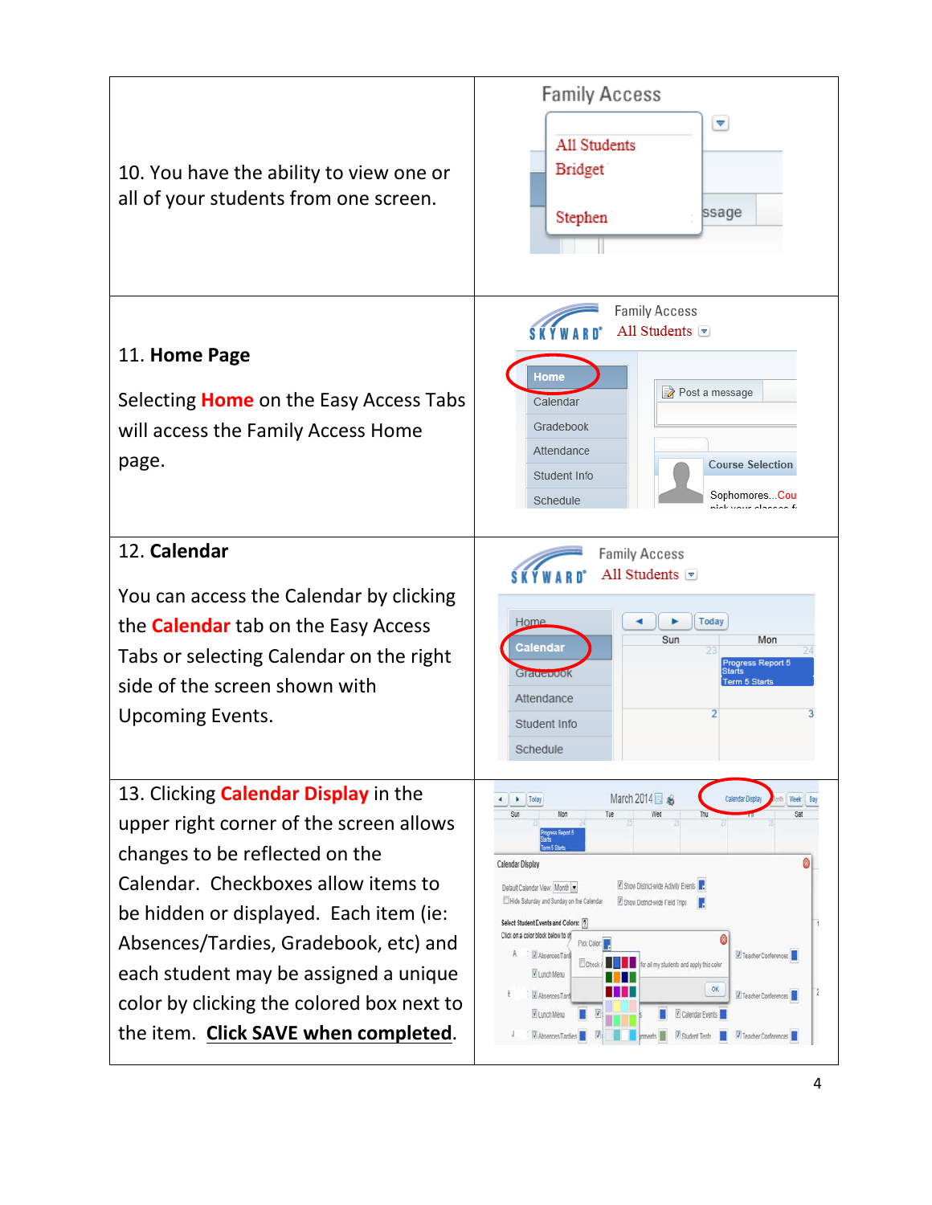10. You have the ability to view one or all of your students from one screen.

11. **Home Page**

Selecting **Home** on the Easy Access Tabs will access the Family Access Home page.

12. **Calendar**

You can access the Calendar by clicking the **Calendar** tab on the Easy Access Tabs or selecting Calendar on the right side of the screen shown with Upcoming Events.

13. Clicking **Calendar Display** in the upper right corner of the screen allows changes to be reflected on the Calendar. Checkboxes allow items to be hidden or displayed. Each item (ie: Absences/Tardies, Gradebook, etc) and each student may be assigned a unique color by clicking the colored box next to the item. **Click SAVE when completed**.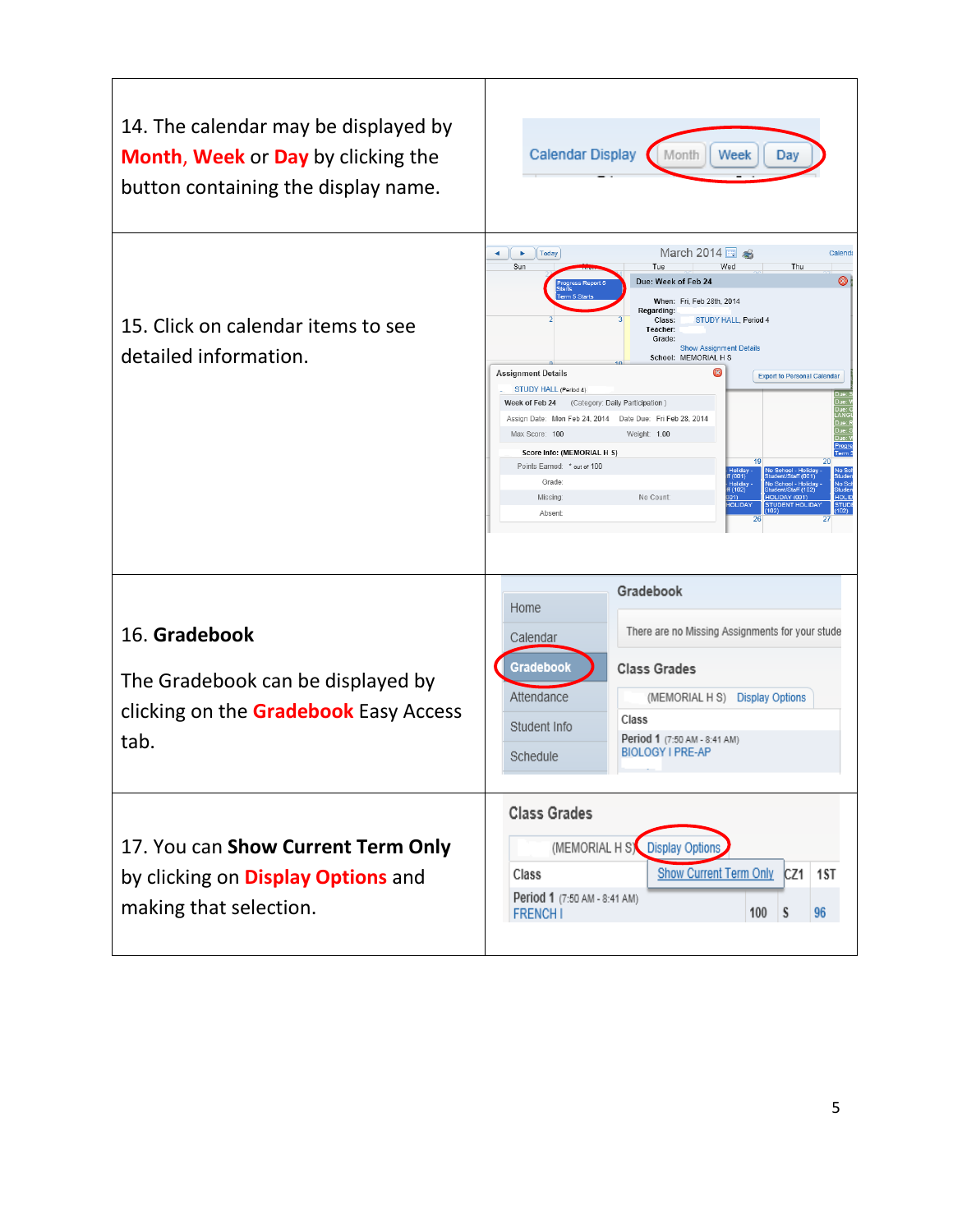| | |
|---|---|
| 14. The calendar may be displayed by **Month**, **Week** or **Day** by clicking the button containing the display name. | |
| 15. Click on calendar items to see detailed information. | |
| 16. **Gradebook**<br><br>The Gradebook can be displayed by clicking on the **Gradebook** Easy Access tab. | |
| 17. You can **Show Current Term Only** by clicking on **Display Options** and making that selection. | |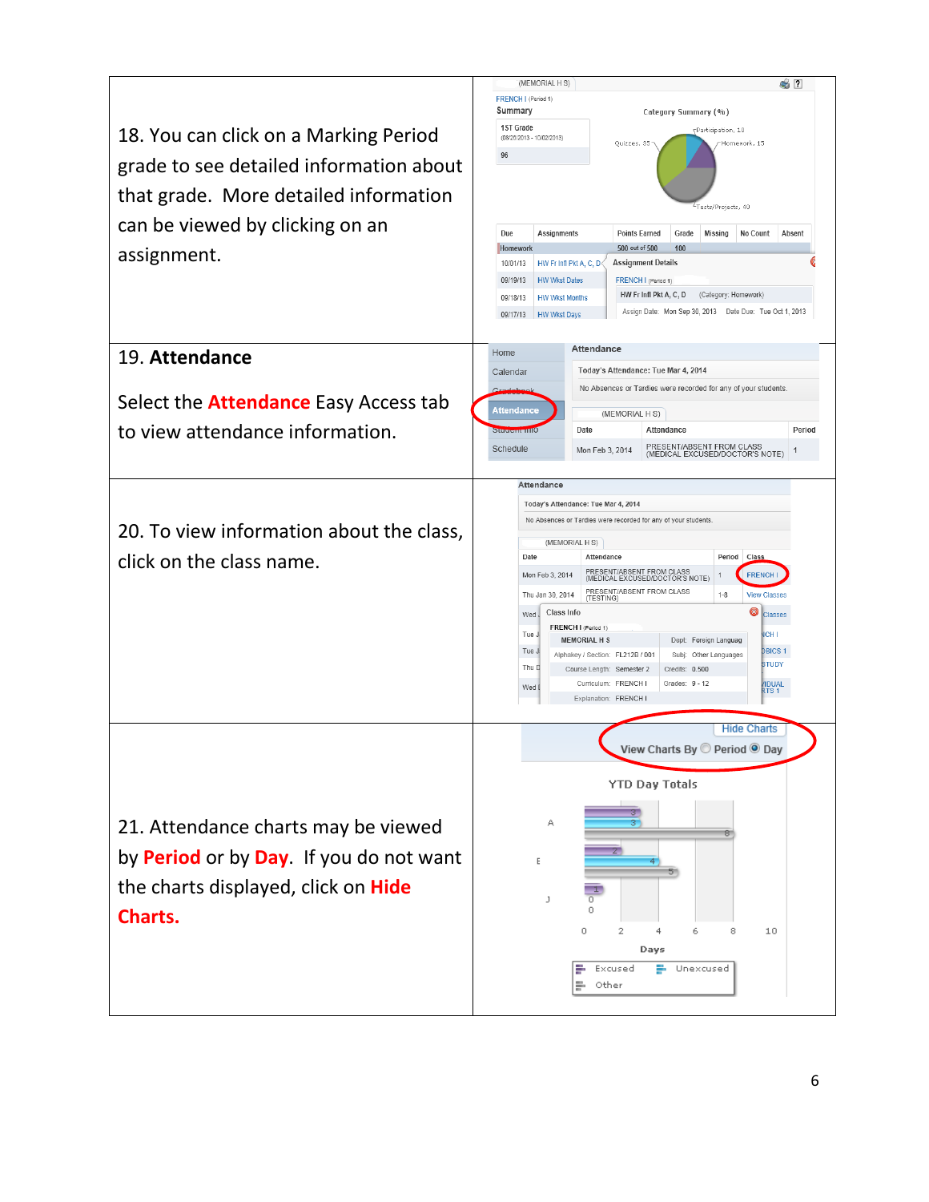18. You can click on a Marking Period grade to see detailed information about that grade. More detailed information can be viewed by clicking on an assignment.

19. **Attendance**

Select the **Attendance** Easy Access tab to view attendance information.

20. To view information about the class, click on the class name.

21. Attendance charts may be viewed by **Period** or by **Day**. If you do not want the charts displayed, click on **Hide Charts.**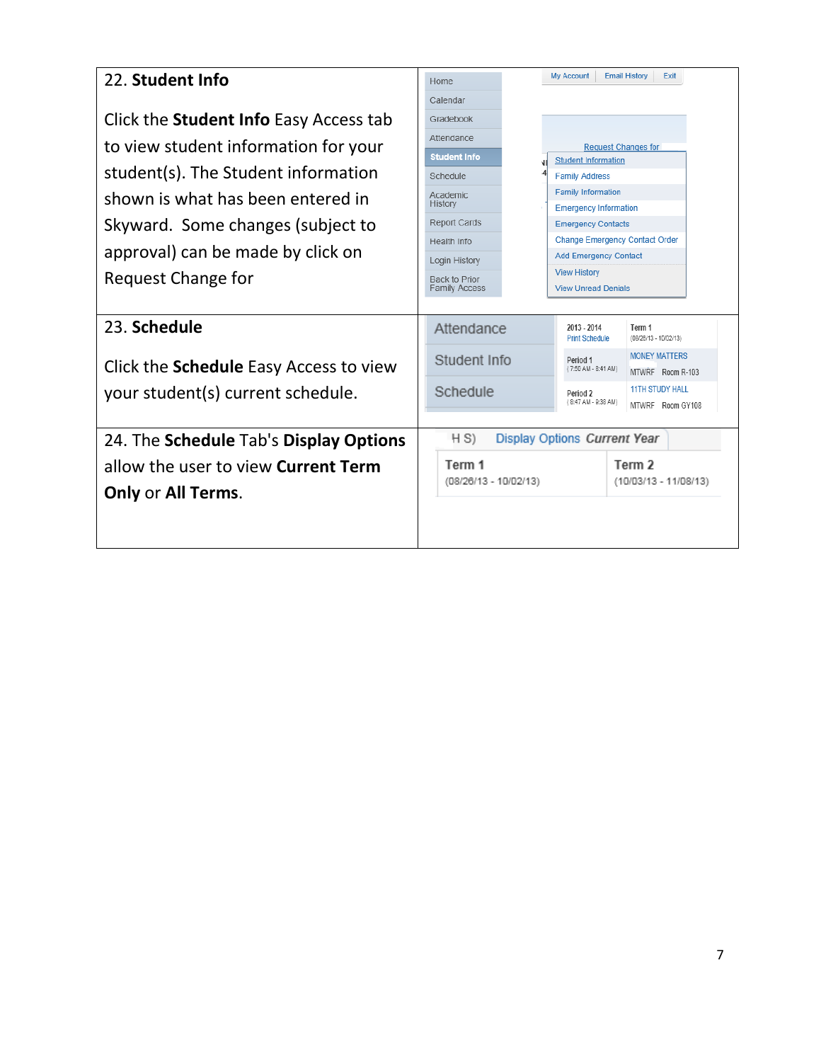| | |
|---|---|
| 22. **Student Info**<br><br>Click the **Student Info** Easy Access tab to view student information for your student(s). The Student information shown is what has been entered in Skyward. Some changes (subject to approval) can be made by click on Request Change for | Home<br>Calendar<br>Gradebook<br>Attendance<br>Student Info<br>Schedule<br>Academic History<br>Report Cards<br>Health Info<br>Login History<br>Back to Prior Family Access<br><br>My Account \| Email History \| Exit<br><br>Request Changes for<br>Student Information<br>Family Address<br>Family Information<br>Emergency Information<br>Emergency Contacts<br>Change Emergency Contact Order<br>Add Emergency Contact<br>View History<br>View Unread Denials |
| 23. **Schedule**<br><br>Click the **Schedule** Easy Access to view your student(s) current schedule. | Attendance<br>Student Info<br>Schedule<br><br>2013 - 2014 Print Schedule \| Term 1 (08/26/13 - 10/02/13)<br>Period 1 (7:50 AM - 8:41 AM) \| MONEY MATTERS MTWRF Room R-103<br>Period 2 (8:47 AM - 9:38 AM) \| 11TH STUDY HALL MTWRF Room GY108 |
| 24. The **Schedule** Tab's **Display Options** allow the user to view **Current Term Only** or **All Terms**. | H S) Display Options *Current Year*<br><br>Term 1 (08/26/13 - 10/02/13) \| Term 2 (10/03/13 - 11/08/13) |